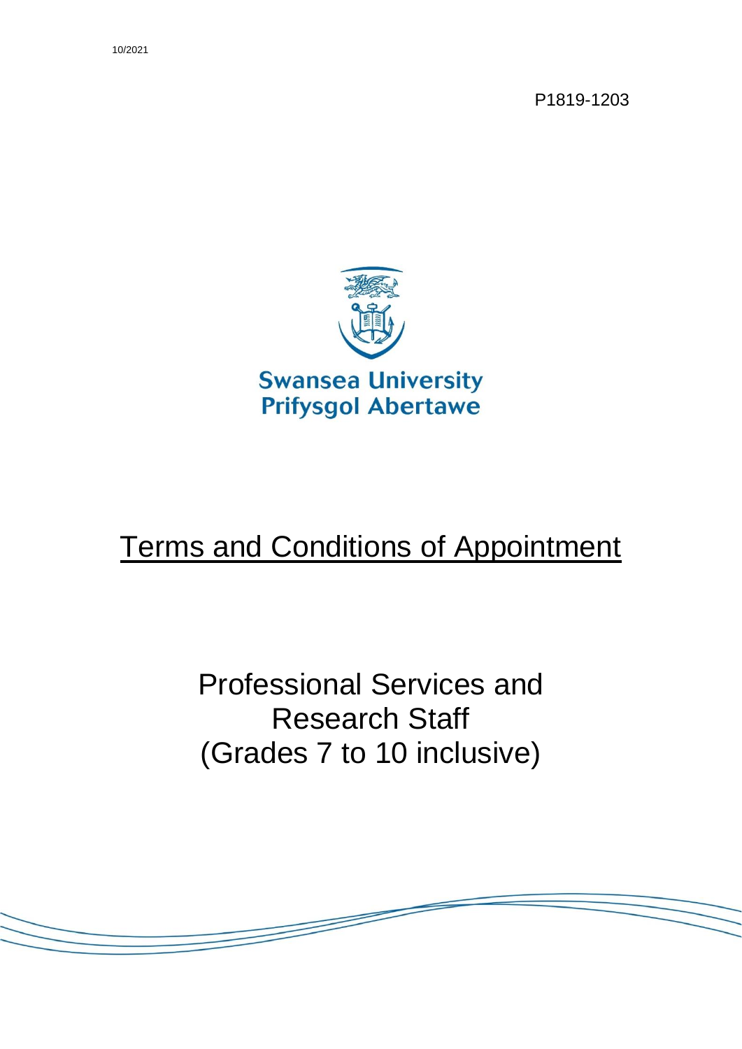10/2021

P1819-1203

Swansea University
Prifysgol Abertawe

# Terms and Conditions of Appointment

## Professional Services and Research Staff (Grades 7 to 10 inclusive)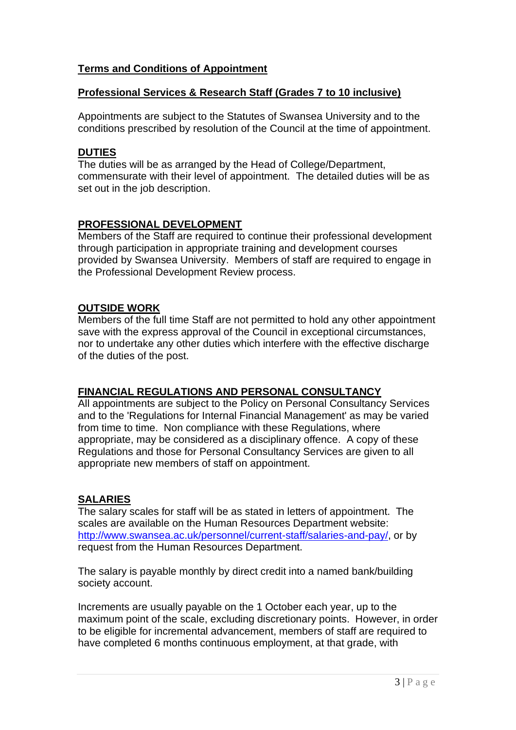**Terms and Conditions of Appointment**

**Professional Services & Research Staff (Grades 7 to 10 inclusive)**

Appointments are subject to the Statutes of Swansea University and to the conditions prescribed by resolution of the Council at the time of appointment.

## DUTIES

The duties will be as arranged by the Head of College/Department, commensurate with their level of appointment. The detailed duties will be as set out in the job description.

## PROFESSIONAL DEVELOPMENT

Members of the Staff are required to continue their professional development through participation in appropriate training and development courses provided by Swansea University. Members of staff are required to engage in the Professional Development Review process.

## OUTSIDE WORK

Members of the full time Staff are not permitted to hold any other appointment save with the express approval of the Council in exceptional circumstances, nor to undertake any other duties which interfere with the effective discharge of the duties of the post.

## FINANCIAL REGULATIONS AND PERSONAL CONSULTANCY

All appointments are subject to the Policy on Personal Consultancy Services and to the 'Regulations for Internal Financial Management' as may be varied from time to time. Non compliance with these Regulations, where appropriate, may be considered as a disciplinary offence. A copy of these Regulations and those for Personal Consultancy Services are given to all appropriate new members of staff on appointment.

## SALARIES

The salary scales for staff will be as stated in letters of appointment. The scales are available on the Human Resources Department website: http://www.swansea.ac.uk/personnel/current-staff/salaries-and-pay/, or by request from the Human Resources Department.

The salary is payable monthly by direct credit into a named bank/building society account.

Increments are usually payable on the 1 October each year, up to the maximum point of the scale, excluding discretionary points. However, in order to be eligible for incremental advancement, members of staff are required to have completed 6 months continuous employment, at that grade, with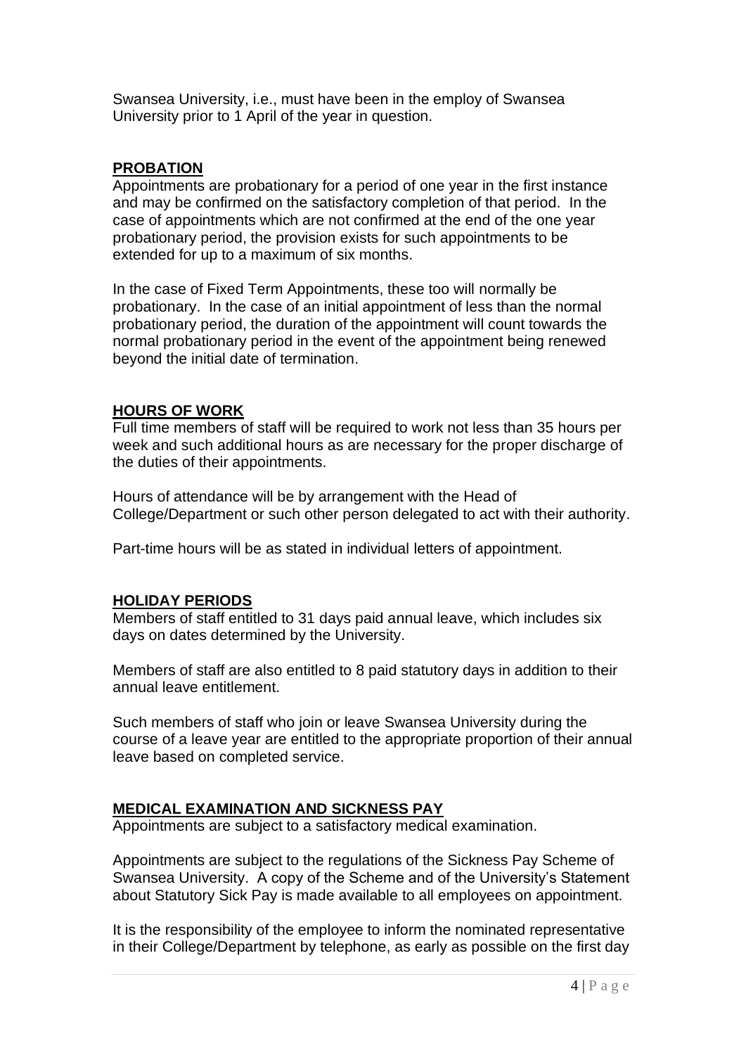Swansea University, i.e., must have been in the employ of Swansea University prior to 1 April of the year in question.

## PROBATION

Appointments are probationary for a period of one year in the first instance and may be confirmed on the satisfactory completion of that period. In the case of appointments which are not confirmed at the end of the one year probationary period, the provision exists for such appointments to be extended for up to a maximum of six months.

In the case of Fixed Term Appointments, these too will normally be probationary. In the case of an initial appointment of less than the normal probationary period, the duration of the appointment will count towards the normal probationary period in the event of the appointment being renewed beyond the initial date of termination.

## HOURS OF WORK

Full time members of staff will be required to work not less than 35 hours per week and such additional hours as are necessary for the proper discharge of the duties of their appointments.

Hours of attendance will be by arrangement with the Head of College/Department or such other person delegated to act with their authority.

Part-time hours will be as stated in individual letters of appointment.

## HOLIDAY PERIODS

Members of staff entitled to 31 days paid annual leave, which includes six days on dates determined by the University.

Members of staff are also entitled to 8 paid statutory days in addition to their annual leave entitlement.

Such members of staff who join or leave Swansea University during the course of a leave year are entitled to the appropriate proportion of their annual leave based on completed service.

## MEDICAL EXAMINATION AND SICKNESS PAY

Appointments are subject to a satisfactory medical examination.

Appointments are subject to the regulations of the Sickness Pay Scheme of Swansea University. A copy of the Scheme and of the University's Statement about Statutory Sick Pay is made available to all employees on appointment.

It is the responsibility of the employee to inform the nominated representative in their College/Department by telephone, as early as possible on the first day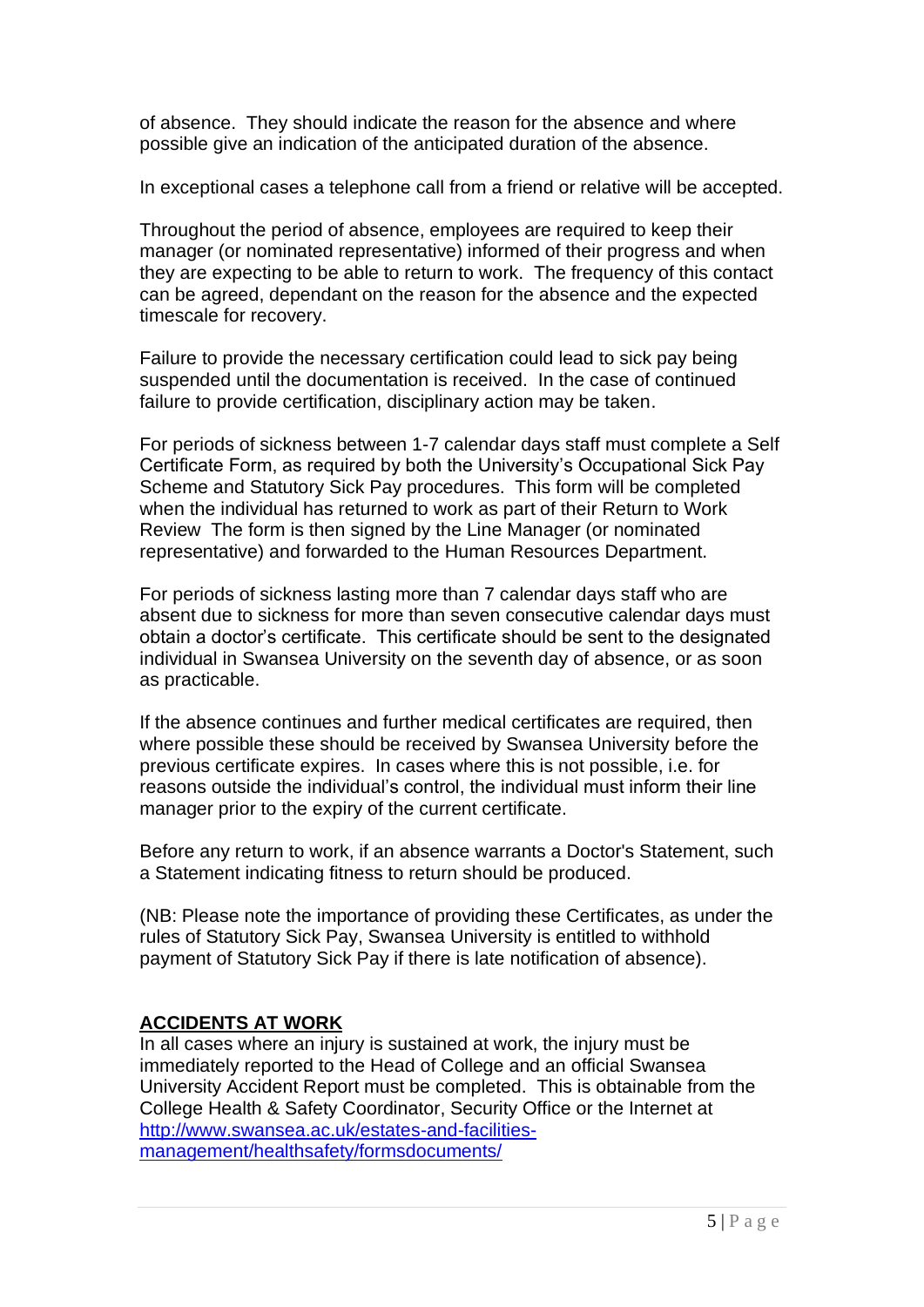of absence. They should indicate the reason for the absence and where possible give an indication of the anticipated duration of the absence.

In exceptional cases a telephone call from a friend or relative will be accepted.

Throughout the period of absence, employees are required to keep their manager (or nominated representative) informed of their progress and when they are expecting to be able to return to work. The frequency of this contact can be agreed, dependant on the reason for the absence and the expected timescale for recovery.

Failure to provide the necessary certification could lead to sick pay being suspended until the documentation is received. In the case of continued failure to provide certification, disciplinary action may be taken.

For periods of sickness between 1-7 calendar days staff must complete a Self Certificate Form, as required by both the University's Occupational Sick Pay Scheme and Statutory Sick Pay procedures. This form will be completed when the individual has returned to work as part of their Return to Work Review The form is then signed by the Line Manager (or nominated representative) and forwarded to the Human Resources Department.

For periods of sickness lasting more than 7 calendar days staff who are absent due to sickness for more than seven consecutive calendar days must obtain a doctor's certificate. This certificate should be sent to the designated individual in Swansea University on the seventh day of absence, or as soon as practicable.

If the absence continues and further medical certificates are required, then where possible these should be received by Swansea University before the previous certificate expires. In cases where this is not possible, i.e. for reasons outside the individual's control, the individual must inform their line manager prior to the expiry of the current certificate.

Before any return to work, if an absence warrants a Doctor's Statement, such a Statement indicating fitness to return should be produced.

(NB: Please note the importance of providing these Certificates, as under the rules of Statutory Sick Pay, Swansea University is entitled to withhold payment of Statutory Sick Pay if there is late notification of absence).

## ACCIDENTS AT WORK

In all cases where an injury is sustained at work, the injury must be immediately reported to the Head of College and an official Swansea University Accident Report must be completed. This is obtainable from the College Health & Safety Coordinator, Security Office or the Internet at [http://www.swansea.ac.uk/estates-and-facilities-management/healthsafety/formsdocuments/](http://www.swansea.ac.uk/estates-and-facilities-management/healthsafety/formsdocuments/)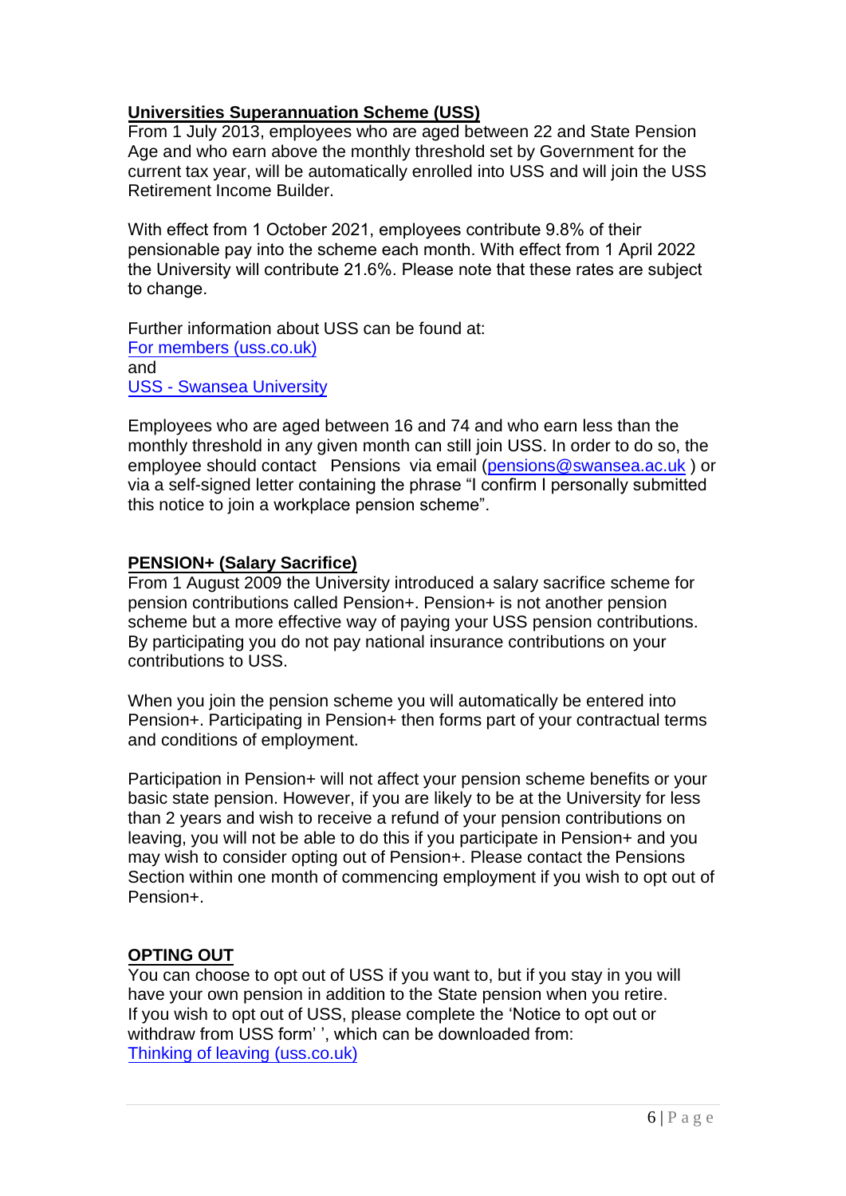## Universities Superannuation Scheme (USS)

From 1 July 2013, employees who are aged between 22 and State Pension Age and who earn above the monthly threshold set by Government for the current tax year, will be automatically enrolled into USS and will join the USS Retirement Income Builder.

With effect from 1 October 2021, employees contribute 9.8% of their pensionable pay into the scheme each month. With effect from 1 April 2022 the University will contribute 21.6%. Please note that these rates are subject to change.

Further information about USS can be found at:
[For members (uss.co.uk)]()
and
[USS - Swansea University]()

Employees who are aged between 16 and 74 and who earn less than the monthly threshold in any given month can still join USS. In order to do so, the employee should contact Pensions via email ([pensions@swansea.ac.uk](mailto:pensions@swansea.ac.uk) ) or via a self-signed letter containing the phrase "I confirm I personally submitted this notice to join a workplace pension scheme".

## PENSION+ (Salary Sacrifice)

From 1 August 2009 the University introduced a salary sacrifice scheme for pension contributions called Pension+. Pension+ is not another pension scheme but a more effective way of paying your USS pension contributions. By participating you do not pay national insurance contributions on your contributions to USS.

When you join the pension scheme you will automatically be entered into Pension+. Participating in Pension+ then forms part of your contractual terms and conditions of employment.

Participation in Pension+ will not affect your pension scheme benefits or your basic state pension. However, if you are likely to be at the University for less than 2 years and wish to receive a refund of your pension contributions on leaving, you will not be able to do this if you participate in Pension+ and you may wish to consider opting out of Pension+. Please contact the Pensions Section within one month of commencing employment if you wish to opt out of Pension+.

## OPTING OUT

You can choose to opt out of USS if you want to, but if you stay in you will have your own pension in addition to the State pension when you retire. If you wish to opt out of USS, please complete the 'Notice to opt out or withdraw from USS form' ', which can be downloaded from:
[Thinking of leaving (uss.co.uk)]()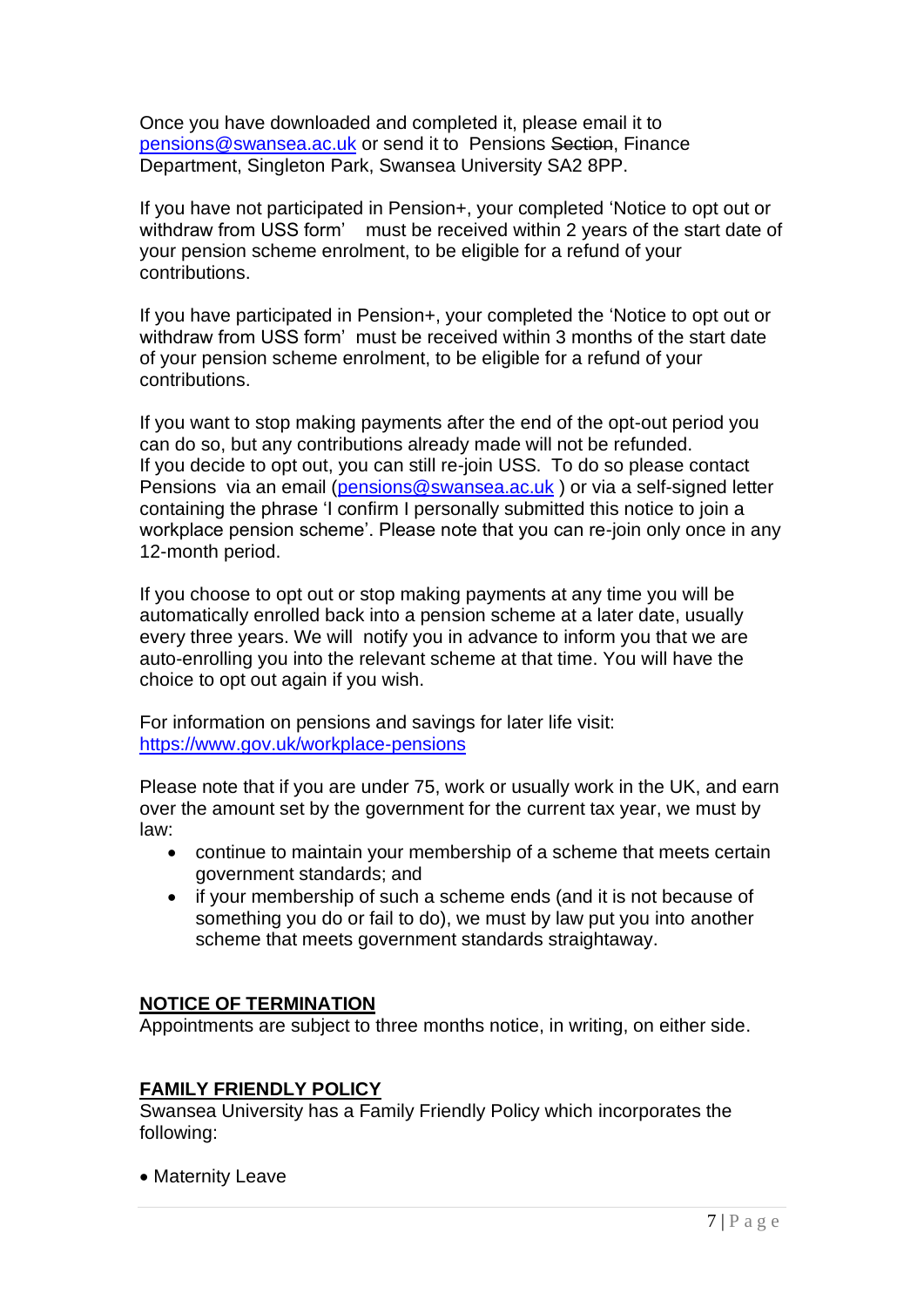Once you have downloaded and completed it, please email it to [pensions@swansea.ac.uk](mailto:pensions@swansea.ac.uk) or send it to Pensions ~~Section~~, Finance Department, Singleton Park, Swansea University SA2 8PP.

If you have not participated in Pension+, your completed 'Notice to opt out or withdraw from USS form' must be received within 2 years of the start date of your pension scheme enrolment, to be eligible for a refund of your contributions.

If you have participated in Pension+, your completed the 'Notice to opt out or withdraw from USS form' must be received within 3 months of the start date of your pension scheme enrolment, to be eligible for a refund of your contributions.

If you want to stop making payments after the end of the opt-out period you can do so, but any contributions already made will not be refunded.
If you decide to opt out, you can still re-join USS. To do so please contact Pensions via an email ([pensions@swansea.ac.uk](mailto:pensions@swansea.ac.uk) ) or via a self-signed letter containing the phrase 'I confirm I personally submitted this notice to join a workplace pension scheme'. Please note that you can re-join only once in any 12-month period.

If you choose to opt out or stop making payments at any time you will be automatically enrolled back into a pension scheme at a later date, usually every three years. We will notify you in advance to inform you that we are auto-enrolling you into the relevant scheme at that time. You will have the choice to opt out again if you wish.

For information on pensions and savings for later life visit:
[https://www.gov.uk/workplace-pensions](https://www.gov.uk/workplace-pensions)

Please note that if you are under 75, work or usually work in the UK, and earn over the amount set by the government for the current tax year, we must by law:

- continue to maintain your membership of a scheme that meets certain government standards; and
- if your membership of such a scheme ends (and it is not because of something you do or fail to do), we must by law put you into another scheme that meets government standards straightaway.

## NOTICE OF TERMINATION

Appointments are subject to three months notice, in writing, on either side.

## FAMILY FRIENDLY POLICY

Swansea University has a Family Friendly Policy which incorporates the following:

- Maternity Leave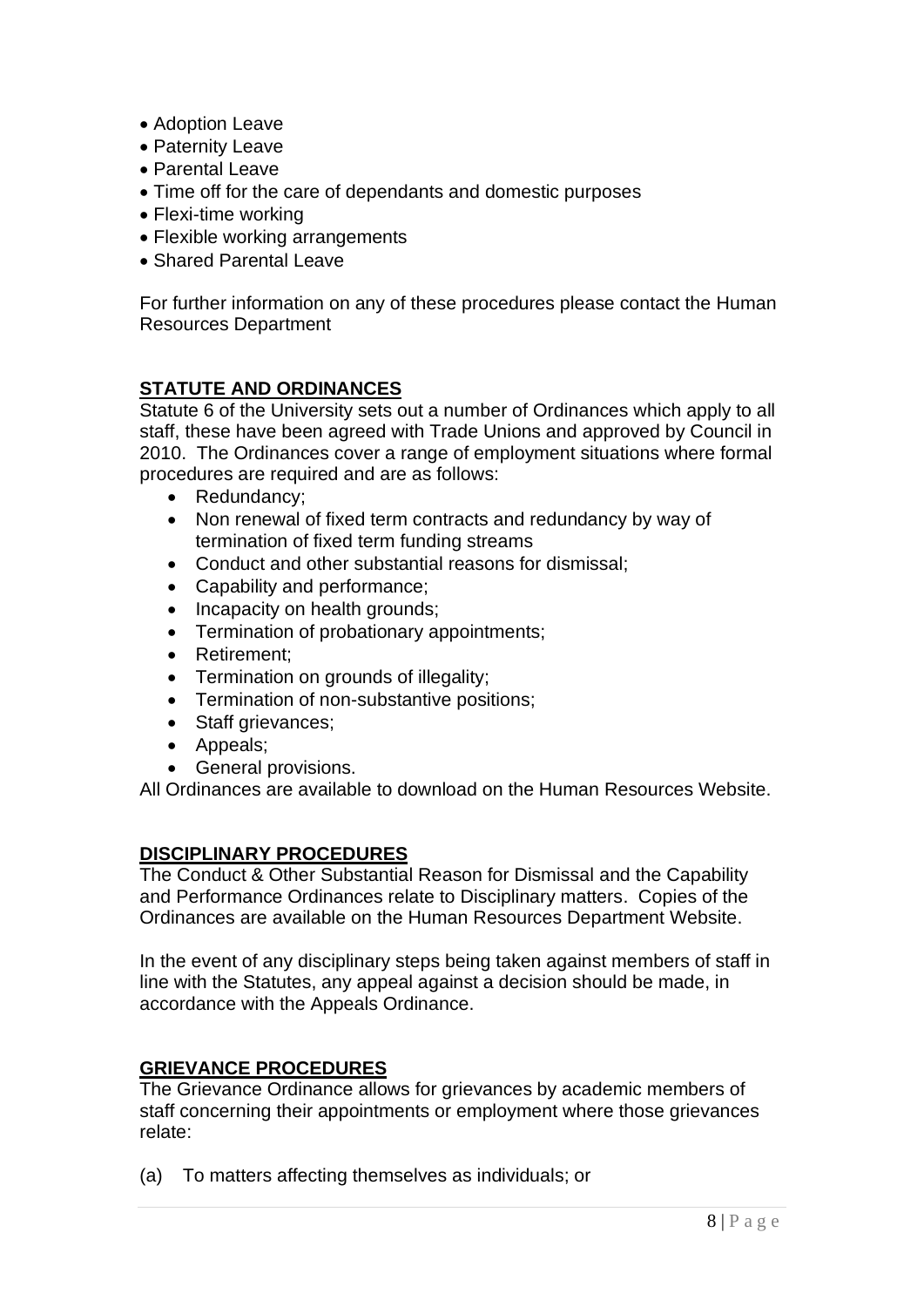- Adoption Leave
- Paternity Leave
- Parental Leave
- Time off for the care of dependants and domestic purposes
- Flexi-time working
- Flexible working arrangements
- Shared Parental Leave

For further information on any of these procedures please contact the Human Resources Department

## STATUTE AND ORDINANCES

Statute 6 of the University sets out a number of Ordinances which apply to all staff, these have been agreed with Trade Unions and approved by Council in 2010. The Ordinances cover a range of employment situations where formal procedures are required and are as follows:

- Redundancy;
- Non renewal of fixed term contracts and redundancy by way of termination of fixed term funding streams
- Conduct and other substantial reasons for dismissal;
- Capability and performance;
- Incapacity on health grounds;
- Termination of probationary appointments;
- Retirement;
- Termination on grounds of illegality;
- Termination of non-substantive positions;
- Staff grievances;
- Appeals;
- General provisions.

All Ordinances are available to download on the Human Resources Website.

## DISCIPLINARY PROCEDURES

The Conduct & Other Substantial Reason for Dismissal and the Capability and Performance Ordinances relate to Disciplinary matters. Copies of the Ordinances are available on the Human Resources Department Website.

In the event of any disciplinary steps being taken against members of staff in line with the Statutes, any appeal against a decision should be made, in accordance with the Appeals Ordinance.

## GRIEVANCE PROCEDURES

The Grievance Ordinance allows for grievances by academic members of staff concerning their appointments or employment where those grievances relate:

(a) To matters affecting themselves as individuals; or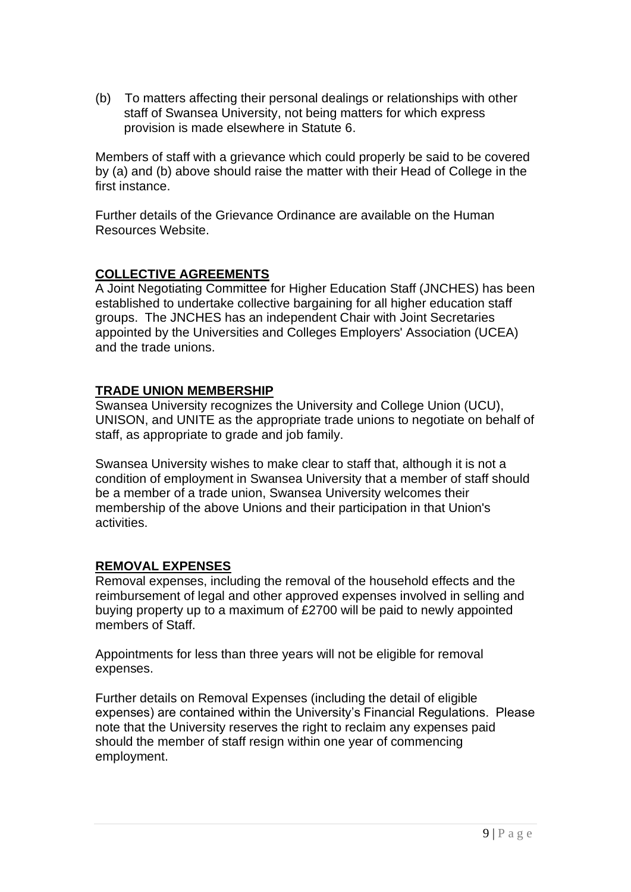(b) To matters affecting their personal dealings or relationships with other staff of Swansea University, not being matters for which express provision is made elsewhere in Statute 6.

Members of staff with a grievance which could properly be said to be covered by (a) and (b) above should raise the matter with their Head of College in the first instance.

Further details of the Grievance Ordinance are available on the Human Resources Website.

## COLLECTIVE AGREEMENTS

A Joint Negotiating Committee for Higher Education Staff (JNCHES) has been established to undertake collective bargaining for all higher education staff groups. The JNCHES has an independent Chair with Joint Secretaries appointed by the Universities and Colleges Employers' Association (UCEA) and the trade unions.

## TRADE UNION MEMBERSHIP

Swansea University recognizes the University and College Union (UCU), UNISON, and UNITE as the appropriate trade unions to negotiate on behalf of staff, as appropriate to grade and job family.

Swansea University wishes to make clear to staff that, although it is not a condition of employment in Swansea University that a member of staff should be a member of a trade union, Swansea University welcomes their membership of the above Unions and their participation in that Union's activities.

## REMOVAL EXPENSES

Removal expenses, including the removal of the household effects and the reimbursement of legal and other approved expenses involved in selling and buying property up to a maximum of £2700 will be paid to newly appointed members of Staff.

Appointments for less than three years will not be eligible for removal expenses.

Further details on Removal Expenses (including the detail of eligible expenses) are contained within the University's Financial Regulations. Please note that the University reserves the right to reclaim any expenses paid should the member of staff resign within one year of commencing employment.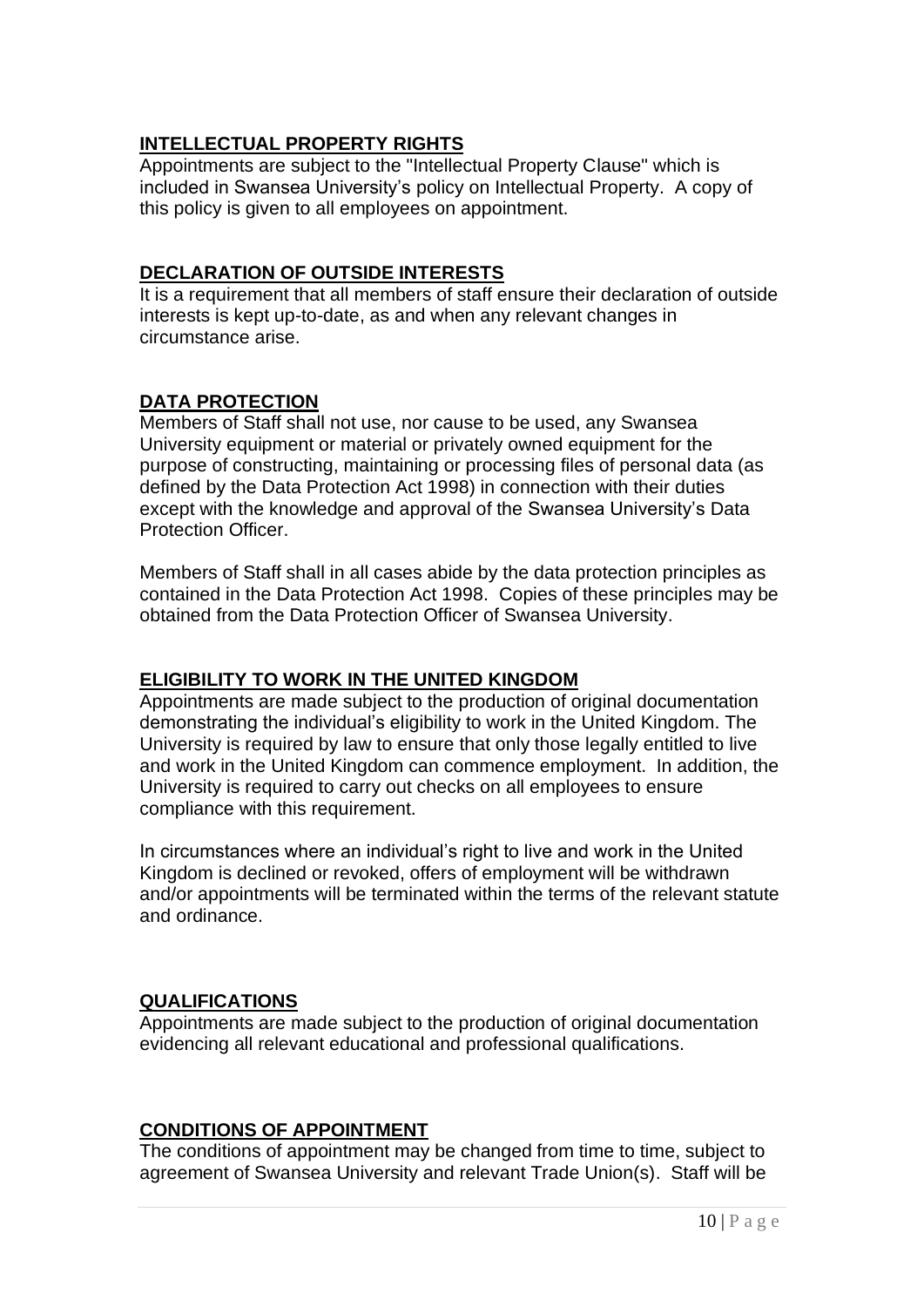## INTELLECTUAL PROPERTY RIGHTS

Appointments are subject to the "Intellectual Property Clause" which is included in Swansea University's policy on Intellectual Property. A copy of this policy is given to all employees on appointment.

## DECLARATION OF OUTSIDE INTERESTS

It is a requirement that all members of staff ensure their declaration of outside interests is kept up-to-date, as and when any relevant changes in circumstance arise.

## DATA PROTECTION

Members of Staff shall not use, nor cause to be used, any Swansea University equipment or material or privately owned equipment for the purpose of constructing, maintaining or processing files of personal data (as defined by the Data Protection Act 1998) in connection with their duties except with the knowledge and approval of the Swansea University's Data Protection Officer.

Members of Staff shall in all cases abide by the data protection principles as contained in the Data Protection Act 1998. Copies of these principles may be obtained from the Data Protection Officer of Swansea University.

## ELIGIBILITY TO WORK IN THE UNITED KINGDOM

Appointments are made subject to the production of original documentation demonstrating the individual's eligibility to work in the United Kingdom. The University is required by law to ensure that only those legally entitled to live and work in the United Kingdom can commence employment. In addition, the University is required to carry out checks on all employees to ensure compliance with this requirement.

In circumstances where an individual's right to live and work in the United Kingdom is declined or revoked, offers of employment will be withdrawn and/or appointments will be terminated within the terms of the relevant statute and ordinance.

## QUALIFICATIONS

Appointments are made subject to the production of original documentation evidencing all relevant educational and professional qualifications.

## CONDITIONS OF APPOINTMENT

The conditions of appointment may be changed from time to time, subject to agreement of Swansea University and relevant Trade Union(s). Staff will be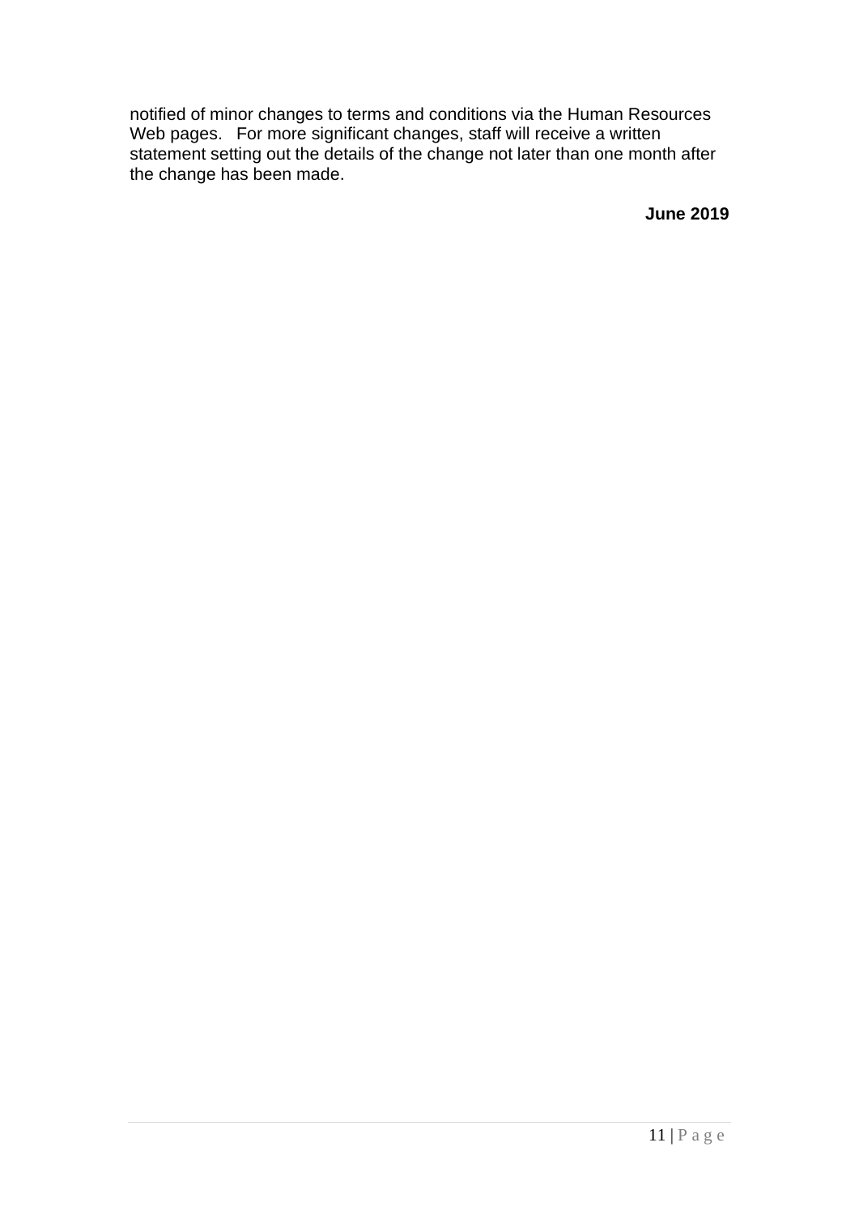notified of minor changes to terms and conditions via the Human Resources Web pages. For more significant changes, staff will receive a written statement setting out the details of the change not later than one month after the change has been made.

**June 2019**